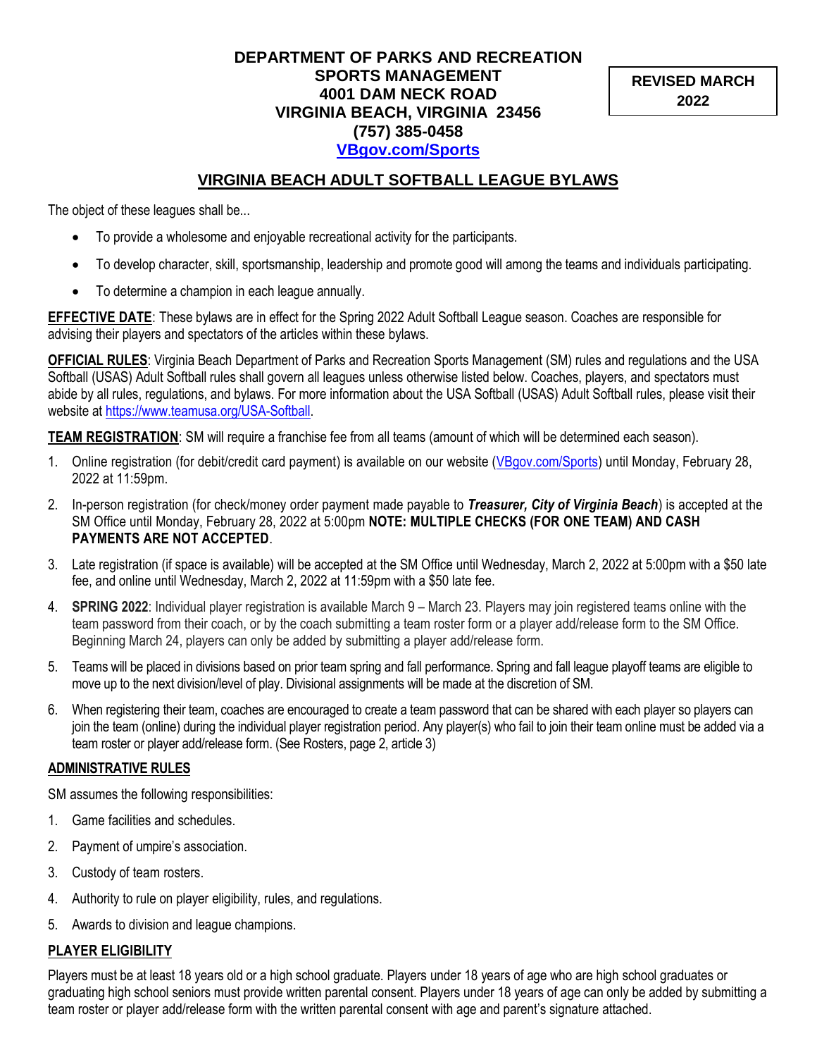**DEPARTMENT OF PARKS AND RECREATION**
**SPORTS MANAGEMENT**
**4001 DAM NECK ROAD**
**VIRGINIA BEACH, VIRGINIA 23456**
**(757) 385-0458**
**[VBgov.com/Sports](VBgov.com/Sports)**

**REVISED MARCH 2022**

# VIRGINIA BEACH ADULT SOFTBALL LEAGUE BYLAWS

The object of these leagues shall be...

- To provide a wholesome and enjoyable recreational activity for the participants.
- To develop character, skill, sportsmanship, leadership and promote good will among the teams and individuals participating.
- To determine a champion in each league annually.

**EFFECTIVE DATE**: These bylaws are in effect for the Spring 2022 Adult Softball League season. Coaches are responsible for advising their players and spectators of the articles within these bylaws.

**OFFICIAL RULES**: Virginia Beach Department of Parks and Recreation Sports Management (SM) rules and regulations and the USA Softball (USAS) Adult Softball rules shall govern all leagues unless otherwise listed below. Coaches, players, and spectators must abide by all rules, regulations, and bylaws. For more information about the USA Softball (USAS) Adult Softball rules, please visit their website at https://www.teamusa.org/USA-Softball.

**TEAM REGISTRATION**: SM will require a franchise fee from all teams (amount of which will be determined each season).

1. Online registration (for debit/credit card payment) is available on our website (VBgov.com/Sports) until Monday, February 28, 2022 at 11:59pm.
2. In-person registration (for check/money order payment made payable to ***Treasurer, City of Virginia Beach***) is accepted at the SM Office until Monday, February 28, 2022 at 5:00pm **NOTE: MULTIPLE CHECKS (FOR ONE TEAM) AND CASH PAYMENTS ARE NOT ACCEPTED**.
3. Late registration (if space is available) will be accepted at the SM Office until Wednesday, March 2, 2022 at 5:00pm with a $50 late fee, and online until Wednesday, March 2, 2022 at 11:59pm with a $50 late fee.
4. **SPRING 2022**: Individual player registration is available March 9 – March 23. Players may join registered teams online with the team password from their coach, or by the coach submitting a team roster form or a player add/release form to the SM Office. Beginning March 24, players can only be added by submitting a player add/release form.
5. Teams will be placed in divisions based on prior team spring and fall performance. Spring and fall league playoff teams are eligible to move up to the next division/level of play. Divisional assignments will be made at the discretion of SM.
6. When registering their team, coaches are encouraged to create a team password that can be shared with each player so players can join the team (online) during the individual player registration period. Any player(s) who fail to join their team online must be added via a team roster or player add/release form. (See Rosters, page 2, article 3)

## ADMINISTRATIVE RULES

SM assumes the following responsibilities:

1. Game facilities and schedules.
2. Payment of umpire's association.
3. Custody of team rosters.
4. Authority to rule on player eligibility, rules, and regulations.
5. Awards to division and league champions.

## PLAYER ELIGIBILITY

Players must be at least 18 years old or a high school graduate. Players under 18 years of age who are high school graduates or graduating high school seniors must provide written parental consent. Players under 18 years of age can only be added by submitting a team roster or player add/release form with the written parental consent with age and parent's signature attached.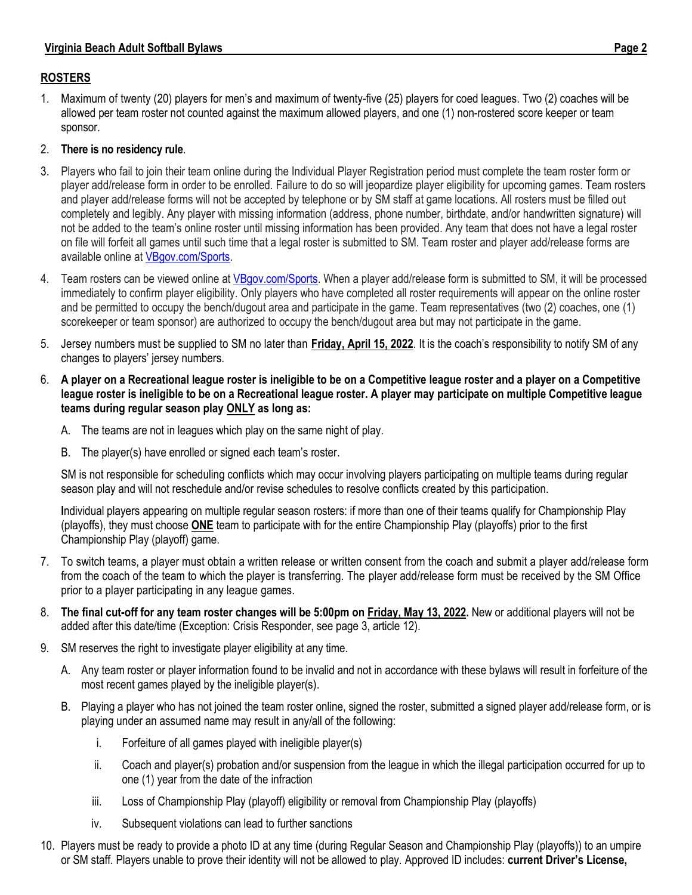## ROSTERS

1. Maximum of twenty (20) players for men's and maximum of twenty-five (25) players for coed leagues. Two (2) coaches will be allowed per team roster not counted against the maximum allowed players, and one (1) non-rostered score keeper or team sponsor.

2. **There is no residency rule**.

3. Players who fail to join their team online during the Individual Player Registration period must complete the team roster form or player add/release form in order to be enrolled. Failure to do so will jeopardize player eligibility for upcoming games. Team rosters and player add/release forms will not be accepted by telephone or by SM staff at game locations. All rosters must be filled out completely and legibly. Any player with missing information (address, phone number, birthdate, and/or handwritten signature) will not be added to the team's online roster until missing information has been provided. Any team that does not have a legal roster on file will forfeit all games until such time that a legal roster is submitted to SM. Team roster and player add/release forms are available online at VBgov.com/Sports.

4. Team rosters can be viewed online at VBgov.com/Sports. When a player add/release form is submitted to SM, it will be processed immediately to confirm player eligibility. Only players who have completed all roster requirements will appear on the online roster and be permitted to occupy the bench/dugout area and participate in the game. Team representatives (two (2) coaches, one (1) scorekeeper or team sponsor) are authorized to occupy the bench/dugout area but may not participate in the game.

5. Jersey numbers must be supplied to SM no later than **Friday, April 15, 2022**. It is the coach's responsibility to notify SM of any changes to players' jersey numbers.

6. **A player on a Recreational league roster is ineligible to be on a Competitive league roster and a player on a Competitive league roster is ineligible to be on a Recreational league roster. A player may participate on multiple Competitive league teams during regular season play ONLY as long as:**

   A. The teams are not in leagues which play on the same night of play.

   B. The player(s) have enrolled or signed each team's roster.

   SM is not responsible for scheduling conflicts which may occur involving players participating on multiple teams during regular season play and will not reschedule and/or revise schedules to resolve conflicts created by this participation.

   Individual players appearing on multiple regular season rosters: if more than one of their teams qualify for Championship Play (playoffs), they must choose **ONE** team to participate with for the entire Championship Play (playoffs) prior to the first Championship Play (playoff) game.

7. To switch teams, a player must obtain a written release or written consent from the coach and submit a player add/release form from the coach of the team to which the player is transferring. The player add/release form must be received by the SM Office prior to a player participating in any league games.

8. **The final cut-off for any team roster changes will be 5:00pm on Friday, May 13, 2022.** New or additional players will not be added after this date/time (Exception: Crisis Responder, see page 3, article 12).

9. SM reserves the right to investigate player eligibility at any time.

   A. Any team roster or player information found to be invalid and not in accordance with these bylaws will result in forfeiture of the most recent games played by the ineligible player(s).

   B. Playing a player who has not joined the team roster online, signed the roster, submitted a signed player add/release form, or is playing under an assumed name may result in any/all of the following:

      i. Forfeiture of all games played with ineligible player(s)

      ii. Coach and player(s) probation and/or suspension from the league in which the illegal participation occurred for up to one (1) year from the date of the infraction

      iii. Loss of Championship Play (playoff) eligibility or removal from Championship Play (playoffs)

      iv. Subsequent violations can lead to further sanctions

10. Players must be ready to provide a photo ID at any time (during Regular Season and Championship Play (playoffs)) to an umpire or SM staff. Players unable to prove their identity will not be allowed to play. Approved ID includes: **current Driver's License,**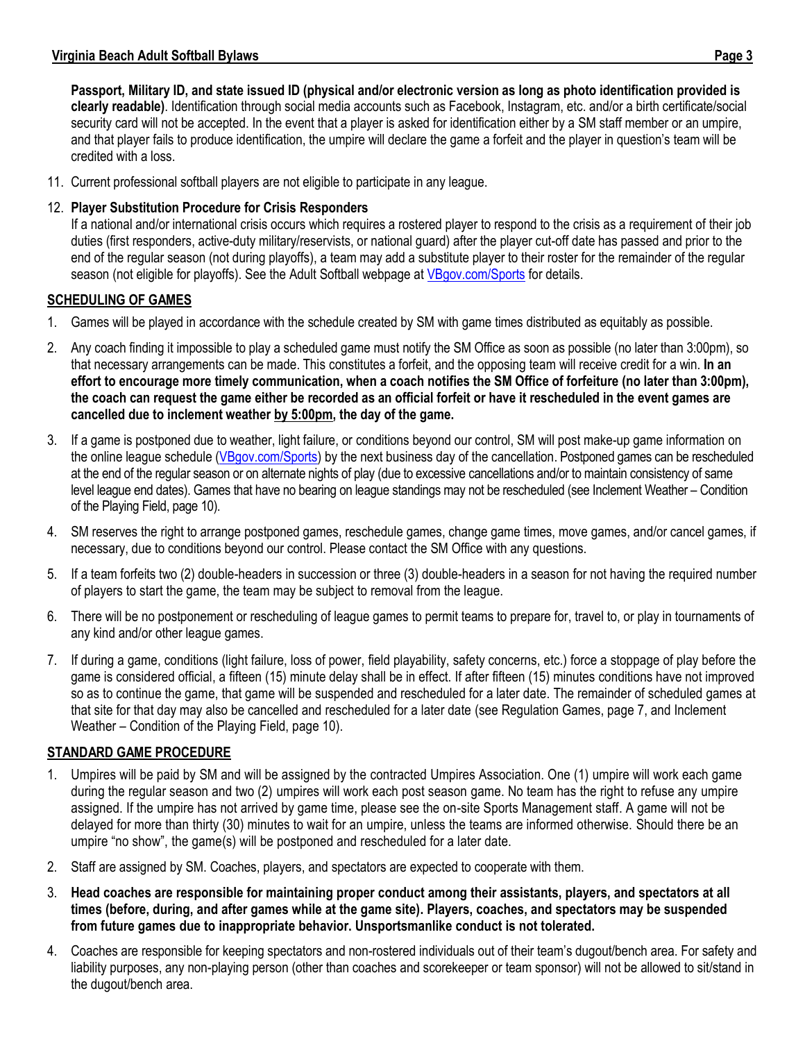**Passport, Military ID, and state issued ID (physical and/or electronic version as long as photo identification provided is clearly readable)**. Identification through social media accounts such as Facebook, Instagram, etc. and/or a birth certificate/social security card will not be accepted. In the event that a player is asked for identification either by a SM staff member or an umpire, and that player fails to produce identification, the umpire will declare the game a forfeit and the player in question's team will be credited with a loss.

11. Current professional softball players are not eligible to participate in any league.

12. **Player Substitution Procedure for Crisis Responders**
    If a national and/or international crisis occurs which requires a rostered player to respond to the crisis as a requirement of their job duties (first responders, active-duty military/reservists, or national guard) after the player cut-off date has passed and prior to the end of the regular season (not during playoffs), a team may add a substitute player to their roster for the remainder of the regular season (not eligible for playoffs). See the Adult Softball webpage at VBgov.com/Sports for details.

## SCHEDULING OF GAMES

1. Games will be played in accordance with the schedule created by SM with game times distributed as equitably as possible.

2. Any coach finding it impossible to play a scheduled game must notify the SM Office as soon as possible (no later than 3:00pm), so that necessary arrangements can be made. This constitutes a forfeit, and the opposing team will receive credit for a win. **In an effort to encourage more timely communication, when a coach notifies the SM Office of forfeiture (no later than 3:00pm), the coach can request the game either be recorded as an official forfeit or have it rescheduled in the event games are cancelled due to inclement weather by 5:00pm, the day of the game.**

3. If a game is postponed due to weather, light failure, or conditions beyond our control, SM will post make-up game information on the online league schedule (VBgov.com/Sports) by the next business day of the cancellation. Postponed games can be rescheduled at the end of the regular season or on alternate nights of play (due to excessive cancellations and/or to maintain consistency of same level league end dates). Games that have no bearing on league standings may not be rescheduled (see Inclement Weather – Condition of the Playing Field, page 10).

4. SM reserves the right to arrange postponed games, reschedule games, change game times, move games, and/or cancel games, if necessary, due to conditions beyond our control. Please contact the SM Office with any questions.

5. If a team forfeits two (2) double-headers in succession or three (3) double-headers in a season for not having the required number of players to start the game, the team may be subject to removal from the league.

6. There will be no postponement or rescheduling of league games to permit teams to prepare for, travel to, or play in tournaments of any kind and/or other league games.

7. If during a game, conditions (light failure, loss of power, field playability, safety concerns, etc.) force a stoppage of play before the game is considered official, a fifteen (15) minute delay shall be in effect. If after fifteen (15) minutes conditions have not improved so as to continue the game, that game will be suspended and rescheduled for a later date. The remainder of scheduled games at that site for that day may also be cancelled and rescheduled for a later date (see Regulation Games, page 7, and Inclement Weather – Condition of the Playing Field, page 10).

## STANDARD GAME PROCEDURE

1. Umpires will be paid by SM and will be assigned by the contracted Umpires Association. One (1) umpire will work each game during the regular season and two (2) umpires will work each post season game. No team has the right to refuse any umpire assigned. If the umpire has not arrived by game time, please see the on-site Sports Management staff. A game will not be delayed for more than thirty (30) minutes to wait for an umpire, unless the teams are informed otherwise. Should there be an umpire "no show", the game(s) will be postponed and rescheduled for a later date.

2. Staff are assigned by SM. Coaches, players, and spectators are expected to cooperate with them.

3. **Head coaches are responsible for maintaining proper conduct among their assistants, players, and spectators at all times (before, during, and after games while at the game site). Players, coaches, and spectators may be suspended from future games due to inappropriate behavior. Unsportsmanlike conduct is not tolerated.**

4. Coaches are responsible for keeping spectators and non-rostered individuals out of their team's dugout/bench area. For safety and liability purposes, any non-playing person (other than coaches and scorekeeper or team sponsor) will not be allowed to sit/stand in the dugout/bench area.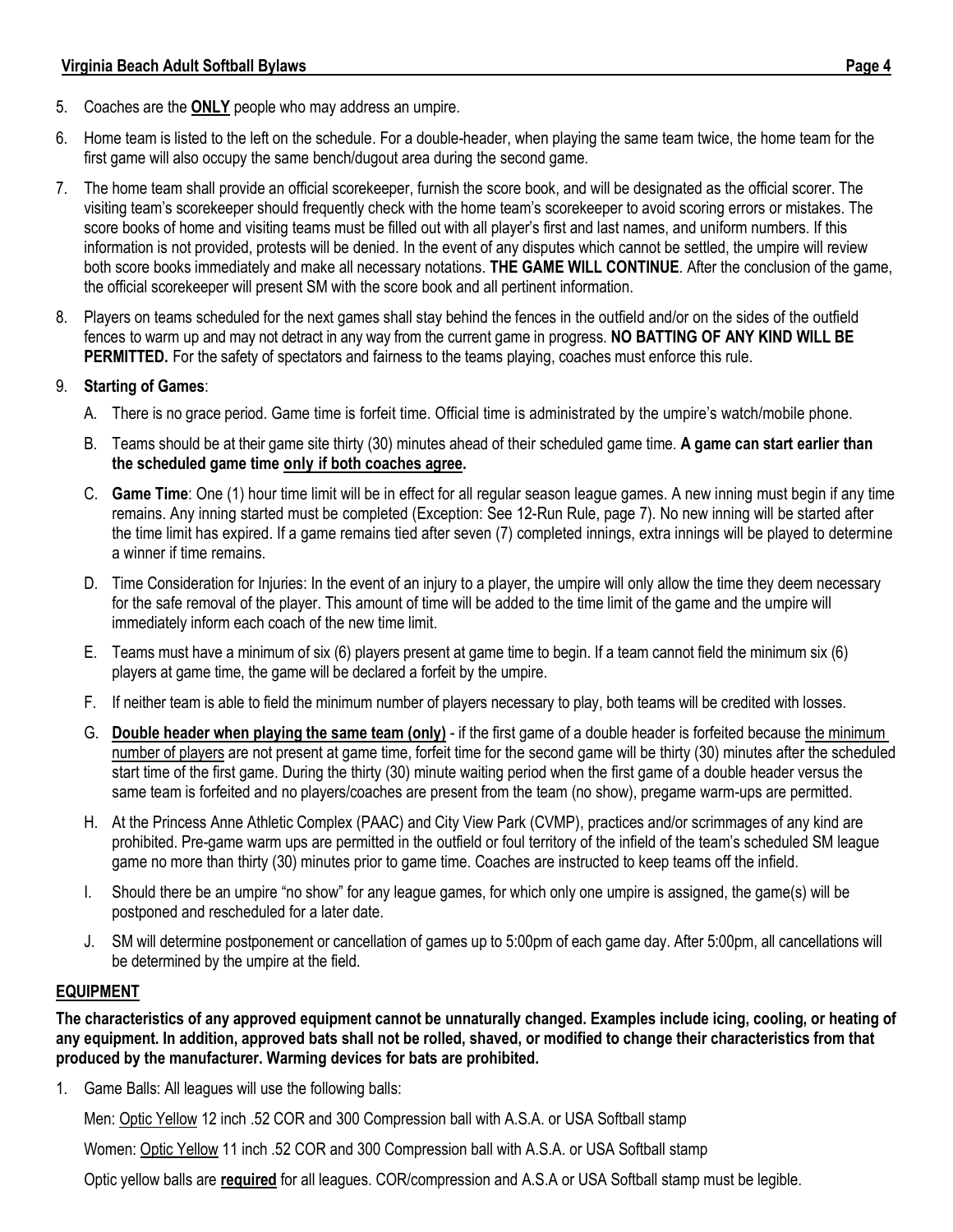5. Coaches are the **ONLY** people who may address an umpire.

6. Home team is listed to the left on the schedule. For a double-header, when playing the same team twice, the home team for the first game will also occupy the same bench/dugout area during the second game.

7. The home team shall provide an official scorekeeper, furnish the score book, and will be designated as the official scorer. The visiting team's scorekeeper should frequently check with the home team's scorekeeper to avoid scoring errors or mistakes. The score books of home and visiting teams must be filled out with all player's first and last names, and uniform numbers. If this information is not provided, protests will be denied. In the event of any disputes which cannot be settled, the umpire will review both score books immediately and make all necessary notations. **THE GAME WILL CONTINUE**. After the conclusion of the game, the official scorekeeper will present SM with the score book and all pertinent information.

8. Players on teams scheduled for the next games shall stay behind the fences in the outfield and/or on the sides of the outfield fences to warm up and may not detract in any way from the current game in progress. **NO BATTING OF ANY KIND WILL BE PERMITTED.** For the safety of spectators and fairness to the teams playing, coaches must enforce this rule.

9. **Starting of Games**:

   A. There is no grace period. Game time is forfeit time. Official time is administrated by the umpire's watch/mobile phone.

   B. Teams should be at their game site thirty (30) minutes ahead of their scheduled game time. **A game can start earlier than the scheduled game time only if both coaches agree.**

   C. **Game Time**: One (1) hour time limit will be in effect for all regular season league games. A new inning must begin if any time remains. Any inning started must be completed (Exception: See 12-Run Rule, page 7). No new inning will be started after the time limit has expired. If a game remains tied after seven (7) completed innings, extra innings will be played to determine a winner if time remains.

   D. Time Consideration for Injuries: In the event of an injury to a player, the umpire will only allow the time they deem necessary for the safe removal of the player. This amount of time will be added to the time limit of the game and the umpire will immediately inform each coach of the new time limit.

   E. Teams must have a minimum of six (6) players present at game time to begin. If a team cannot field the minimum six (6) players at game time, the game will be declared a forfeit by the umpire.

   F. If neither team is able to field the minimum number of players necessary to play, both teams will be credited with losses.

   G. **Double header when playing the same team (only)** - if the first game of a double header is forfeited because the minimum number of players are not present at game time, forfeit time for the second game will be thirty (30) minutes after the scheduled start time of the first game. During the thirty (30) minute waiting period when the first game of a double header versus the same team is forfeited and no players/coaches are present from the team (no show), pregame warm-ups are permitted.

   H. At the Princess Anne Athletic Complex (PAAC) and City View Park (CVMP), practices and/or scrimmages of any kind are prohibited. Pre-game warm ups are permitted in the outfield or foul territory of the infield of the team's scheduled SM league game no more than thirty (30) minutes prior to game time. Coaches are instructed to keep teams off the infield.

   I. Should there be an umpire "no show" for any league games, for which only one umpire is assigned, the game(s) will be postponed and rescheduled for a later date.

   J. SM will determine postponement or cancellation of games up to 5:00pm of each game day. After 5:00pm, all cancellations will be determined by the umpire at the field.

## EQUIPMENT

**The characteristics of any approved equipment cannot be unnaturally changed. Examples include icing, cooling, or heating of any equipment. In addition, approved bats shall not be rolled, shaved, or modified to change their characteristics from that produced by the manufacturer. Warming devices for bats are prohibited.**

1. Game Balls: All leagues will use the following balls:

   Men: Optic Yellow 12 inch .52 COR and 300 Compression ball with A.S.A. or USA Softball stamp

   Women: Optic Yellow 11 inch .52 COR and 300 Compression ball with A.S.A. or USA Softball stamp

   Optic yellow balls are **required** for all leagues. COR/compression and A.S.A or USA Softball stamp must be legible.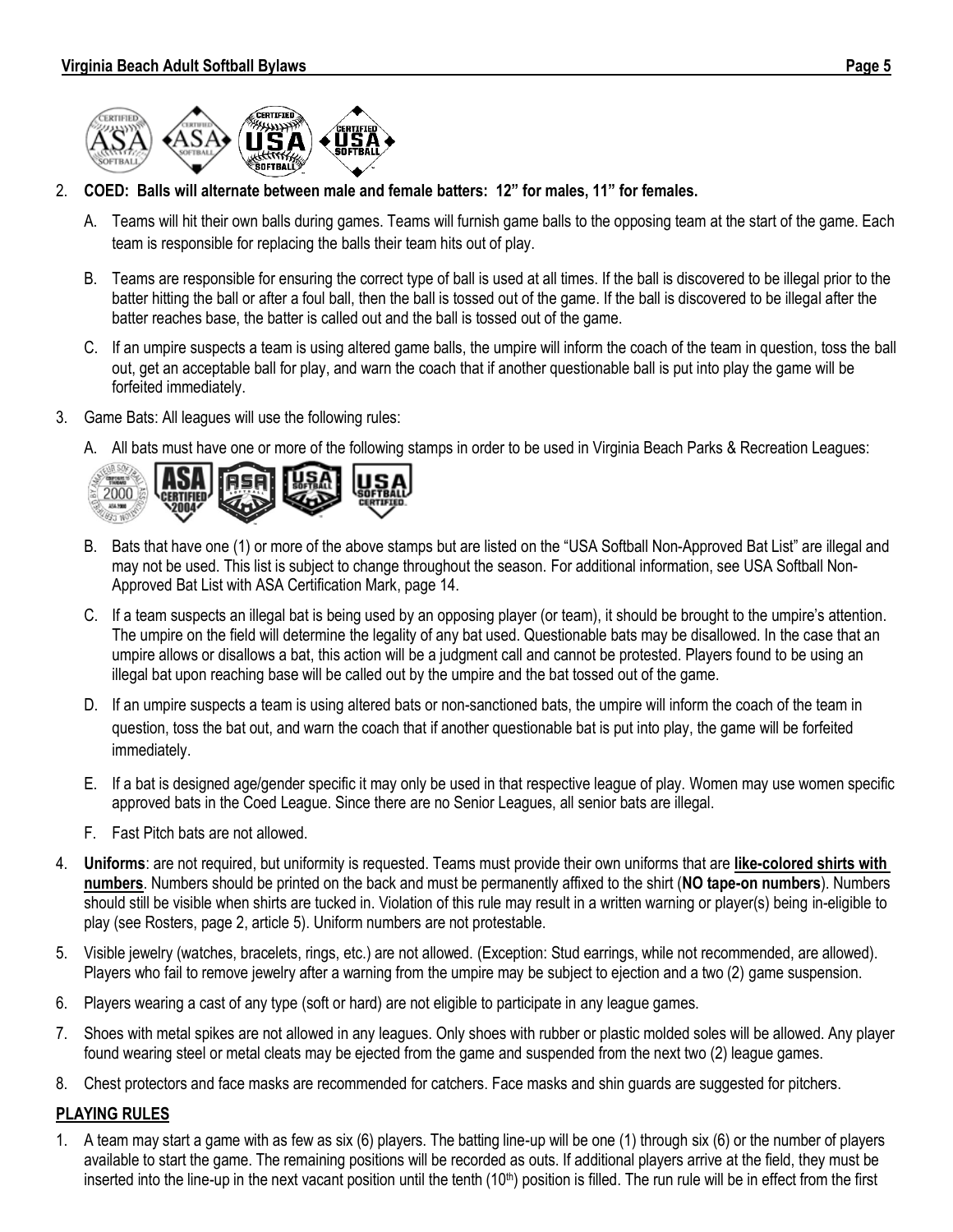2. **COED: Balls will alternate between male and female batters: 12" for males, 11" for females.**

   A. Teams will hit their own balls during games. Teams will furnish game balls to the opposing team at the start of the game. Each team is responsible for replacing the balls their team hits out of play.

   B. Teams are responsible for ensuring the correct type of ball is used at all times. If the ball is discovered to be illegal prior to the batter hitting the ball or after a foul ball, then the ball is tossed out of the game. If the ball is discovered to be illegal after the batter reaches base, the batter is called out and the ball is tossed out of the game.

   C. If an umpire suspects a team is using altered game balls, the umpire will inform the coach of the team in question, toss the ball out, get an acceptable ball for play, and warn the coach that if another questionable ball is put into play the game will be forfeited immediately.

3. Game Bats: All leagues will use the following rules:

   A. All bats must have one or more of the following stamps in order to be used in Virginia Beach Parks & Recreation Leagues:

   B. Bats that have one (1) or more of the above stamps but are listed on the "USA Softball Non-Approved Bat List" are illegal and may not be used. This list is subject to change throughout the season. For additional information, see USA Softball Non-Approved Bat List with ASA Certification Mark, page 14.

   C. If a team suspects an illegal bat is being used by an opposing player (or team), it should be brought to the umpire's attention. The umpire on the field will determine the legality of any bat used. Questionable bats may be disallowed. In the case that an umpire allows or disallows a bat, this action will be a judgment call and cannot be protested. Players found to be using an illegal bat upon reaching base will be called out by the umpire and the bat tossed out of the game.

   D. If an umpire suspects a team is using altered bats or non-sanctioned bats, the umpire will inform the coach of the team in question, toss the bat out, and warn the coach that if another questionable bat is put into play, the game will be forfeited immediately.

   E. If a bat is designed age/gender specific it may only be used in that respective league of play. Women may use women specific approved bats in the Coed League. Since there are no Senior Leagues, all senior bats are illegal.

   F. Fast Pitch bats are not allowed.

4. **Uniforms**: are not required, but uniformity is requested. Teams must provide their own uniforms that are **like-colored shirts with numbers**. Numbers should be printed on the back and must be permanently affixed to the shirt (**NO tape-on numbers**). Numbers should still be visible when shirts are tucked in. Violation of this rule may result in a written warning or player(s) being in-eligible to play (see Rosters, page 2, article 5). Uniform numbers are not protestable.

5. Visible jewelry (watches, bracelets, rings, etc.) are not allowed. (Exception: Stud earrings, while not recommended, are allowed). Players who fail to remove jewelry after a warning from the umpire may be subject to ejection and a two (2) game suspension.

6. Players wearing a cast of any type (soft or hard) are not eligible to participate in any league games.

7. Shoes with metal spikes are not allowed in any leagues. Only shoes with rubber or plastic molded soles will be allowed. Any player found wearing steel or metal cleats may be ejected from the game and suspended from the next two (2) league games.

8. Chest protectors and face masks are recommended for catchers. Face masks and shin guards are suggested for pitchers.

**PLAYING RULES**

1. A team may start a game with as few as six (6) players. The batting line-up will be one (1) through six (6) or the number of players available to start the game. The remaining positions will be recorded as outs. If additional players arrive at the field, they must be inserted into the line-up in the next vacant position until the tenth (10th) position is filled. The run rule will be in effect from the first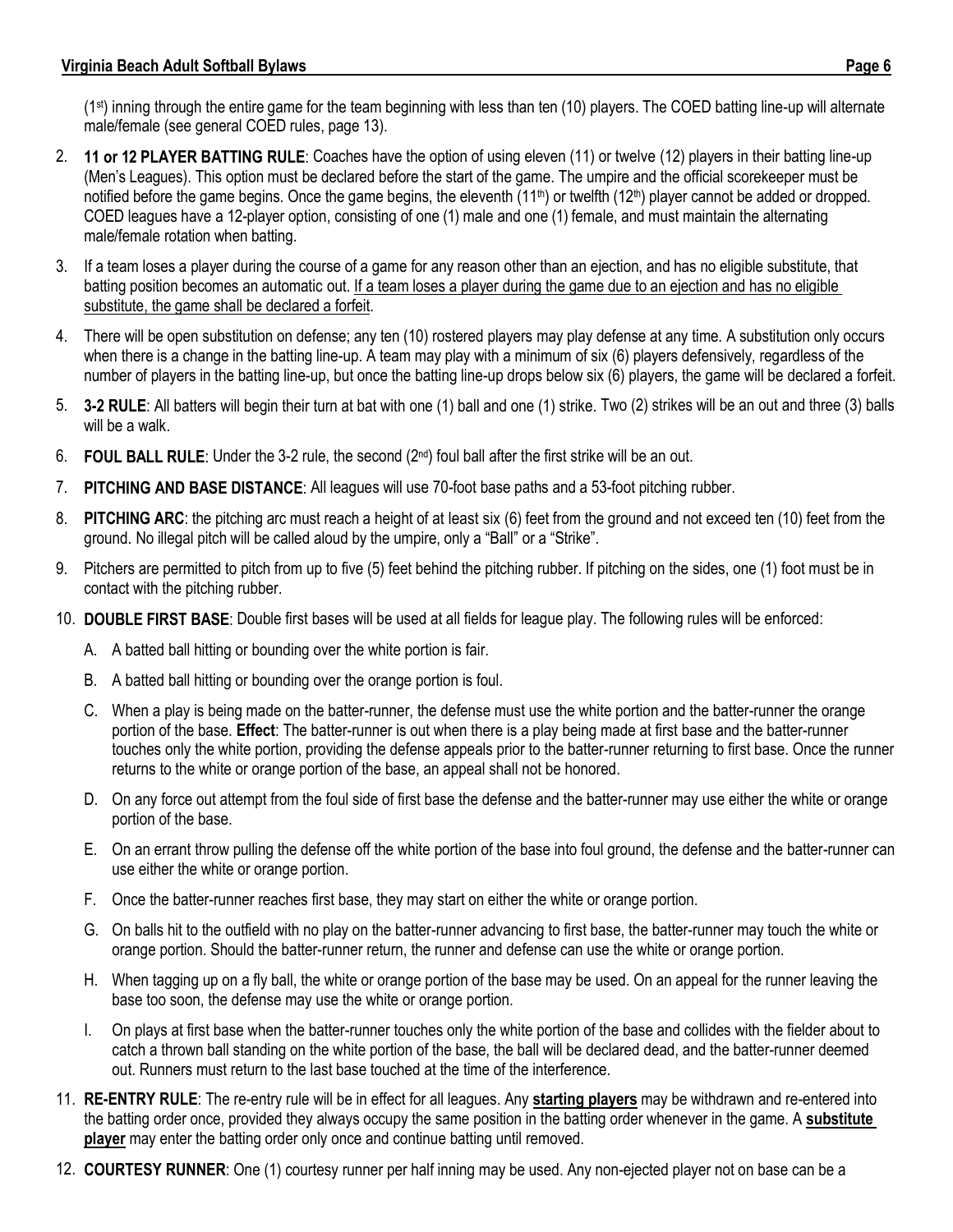(1st) inning through the entire game for the team beginning with less than ten (10) players. The COED batting line-up will alternate male/female (see general COED rules, page 13).

2. **11 or 12 PLAYER BATTING RULE**: Coaches have the option of using eleven (11) or twelve (12) players in their batting line-up (Men's Leagues). This option must be declared before the start of the game. The umpire and the official scorekeeper must be notified before the game begins. Once the game begins, the eleventh (11th) or twelfth (12th) player cannot be added or dropped. COED leagues have a 12-player option, consisting of one (1) male and one (1) female, and must maintain the alternating male/female rotation when batting.

3. If a team loses a player during the course of a game for any reason other than an ejection, and has no eligible substitute, that batting position becomes an automatic out. <u>If a team loses a player during the game due to an ejection and has no eligible substitute, the game shall be declared a forfeit</u>.

4. There will be open substitution on defense; any ten (10) rostered players may play defense at any time. A substitution only occurs when there is a change in the batting line-up. A team may play with a minimum of six (6) players defensively, regardless of the number of players in the batting line-up, but once the batting line-up drops below six (6) players, the game will be declared a forfeit.

5. **3-2 RULE**: All batters will begin their turn at bat with one (1) ball and one (1) strike. Two (2) strikes will be an out and three (3) balls will be a walk.

6. **FOUL BALL RULE**: Under the 3-2 rule, the second (2nd) foul ball after the first strike will be an out.

7. **PITCHING AND BASE DISTANCE**: All leagues will use 70-foot base paths and a 53-foot pitching rubber.

8. **PITCHING ARC**: the pitching arc must reach a height of at least six (6) feet from the ground and not exceed ten (10) feet from the ground. No illegal pitch will be called aloud by the umpire, only a "Ball" or a "Strike".

9. Pitchers are permitted to pitch from up to five (5) feet behind the pitching rubber. If pitching on the sides, one (1) foot must be in contact with the pitching rubber.

10. **DOUBLE FIRST BASE**: Double first bases will be used at all fields for league play. The following rules will be enforced:

    A. A batted ball hitting or bounding over the white portion is fair.

    B. A batted ball hitting or bounding over the orange portion is foul.

    C. When a play is being made on the batter-runner, the defense must use the white portion and the batter-runner the orange portion of the base. **Effect**: The batter-runner is out when there is a play being made at first base and the batter-runner touches only the white portion, providing the defense appeals prior to the batter-runner returning to first base. Once the runner returns to the white or orange portion of the base, an appeal shall not be honored.

    D. On any force out attempt from the foul side of first base the defense and the batter-runner may use either the white or orange portion of the base.

    E. On an errant throw pulling the defense off the white portion of the base into foul ground, the defense and the batter-runner can use either the white or orange portion.

    F. Once the batter-runner reaches first base, they may start on either the white or orange portion.

    G. On balls hit to the outfield with no play on the batter-runner advancing to first base, the batter-runner may touch the white or orange portion. Should the batter-runner return, the runner and defense can use the white or orange portion.

    H. When tagging up on a fly ball, the white or orange portion of the base may be used. On an appeal for the runner leaving the base too soon, the defense may use the white or orange portion.

    I. On plays at first base when the batter-runner touches only the white portion of the base and collides with the fielder about to catch a thrown ball standing on the white portion of the base, the ball will be declared dead, and the batter-runner deemed out. Runners must return to the last base touched at the time of the interference.

11. **RE-ENTRY RULE**: The re-entry rule will be in effect for all leagues. Any **<u>starting players</u>** may be withdrawn and re-entered into the batting order once, provided they always occupy the same position in the batting order whenever in the game. A **<u>substitute player</u>** may enter the batting order only once and continue batting until removed.

12. **COURTESY RUNNER**: One (1) courtesy runner per half inning may be used. Any non-ejected player not on base can be a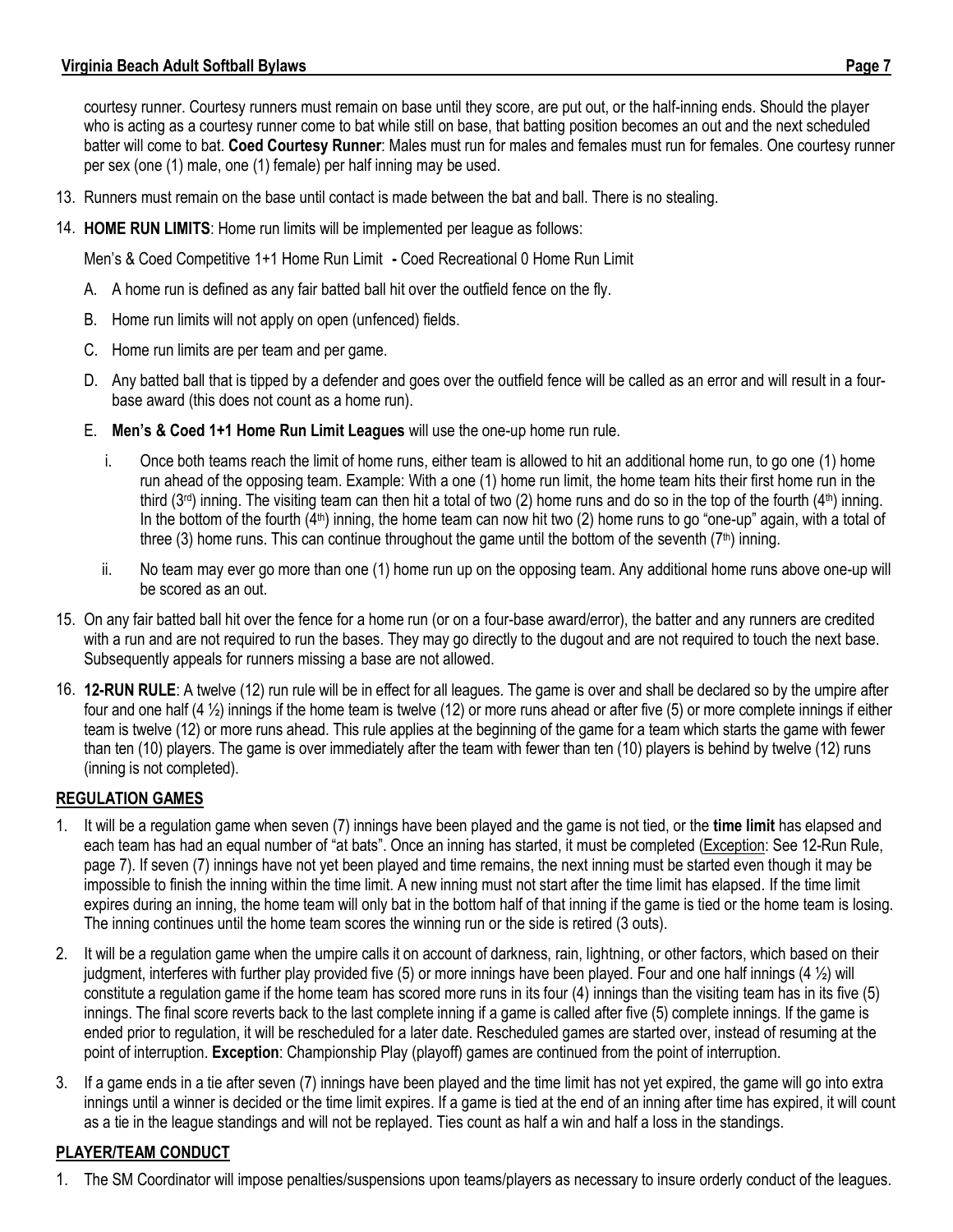courtesy runner. Courtesy runners must remain on base until they score, are put out, or the half-inning ends. Should the player who is acting as a courtesy runner come to bat while still on base, that batting position becomes an out and the next scheduled batter will come to bat. **Coed Courtesy Runner**: Males must run for males and females must run for females. One courtesy runner per sex (one (1) male, one (1) female) per half inning may be used.

13. Runners must remain on the base until contact is made between the bat and ball. There is no stealing.

14. **HOME RUN LIMITS**: Home run limits will be implemented per league as follows:

    Men's & Coed Competitive 1+1 Home Run Limit **-** Coed Recreational 0 Home Run Limit

    A. A home run is defined as any fair batted ball hit over the outfield fence on the fly.

    B. Home run limits will not apply on open (unfenced) fields.

    C. Home run limits are per team and per game.

    D. Any batted ball that is tipped by a defender and goes over the outfield fence will be called as an error and will result in a four-base award (this does not count as a home run).

    E. **Men's & Coed 1+1 Home Run Limit Leagues** will use the one-up home run rule.

       i. Once both teams reach the limit of home runs, either team is allowed to hit an additional home run, to go one (1) home run ahead of the opposing team. Example: With a one (1) home run limit, the home team hits their first home run in the third (3rd) inning. The visiting team can then hit a total of two (2) home runs and do so in the top of the fourth (4th) inning. In the bottom of the fourth (4th) inning, the home team can now hit two (2) home runs to go "one-up" again, with a total of three (3) home runs. This can continue throughout the game until the bottom of the seventh (7th) inning.

       ii. No team may ever go more than one (1) home run up on the opposing team. Any additional home runs above one-up will be scored as an out.

15. On any fair batted ball hit over the fence for a home run (or on a four-base award/error), the batter and any runners are credited with a run and are not required to run the bases. They may go directly to the dugout and are not required to touch the next base. Subsequently appeals for runners missing a base are not allowed.

16. **12-RUN RULE**: A twelve (12) run rule will be in effect for all leagues. The game is over and shall be declared so by the umpire after four and one half (4 ½) innings if the home team is twelve (12) or more runs ahead or after five (5) or more complete innings if either team is twelve (12) or more runs ahead. This rule applies at the beginning of the game for a team which starts the game with fewer than ten (10) players. The game is over immediately after the team with fewer than ten (10) players is behind by twelve (12) runs (inning is not completed).

## REGULATION GAMES

1. It will be a regulation game when seven (7) innings have been played and the game is not tied, or the **time limit** has elapsed and each team has had an equal number of "at bats". Once an inning has started, it must be completed (Exception: See 12-Run Rule, page 7). If seven (7) innings have not yet been played and time remains, the next inning must be started even though it may be impossible to finish the inning within the time limit. A new inning must not start after the time limit has elapsed. If the time limit expires during an inning, the home team will only bat in the bottom half of that inning if the game is tied or the home team is losing. The inning continues until the home team scores the winning run or the side is retired (3 outs).

2. It will be a regulation game when the umpire calls it on account of darkness, rain, lightning, or other factors, which based on their judgment, interferes with further play provided five (5) or more innings have been played. Four and one half innings (4 ½) will constitute a regulation game if the home team has scored more runs in its four (4) innings than the visiting team has in its five (5) innings. The final score reverts back to the last complete inning if a game is called after five (5) complete innings. If the game is ended prior to regulation, it will be rescheduled for a later date. Rescheduled games are started over, instead of resuming at the point of interruption. **Exception**: Championship Play (playoff) games are continued from the point of interruption.

3. If a game ends in a tie after seven (7) innings have been played and the time limit has not yet expired, the game will go into extra innings until a winner is decided or the time limit expires. If a game is tied at the end of an inning after time has expired, it will count as a tie in the league standings and will not be replayed. Ties count as half a win and half a loss in the standings.

## PLAYER/TEAM CONDUCT

1. The SM Coordinator will impose penalties/suspensions upon teams/players as necessary to insure orderly conduct of the leagues.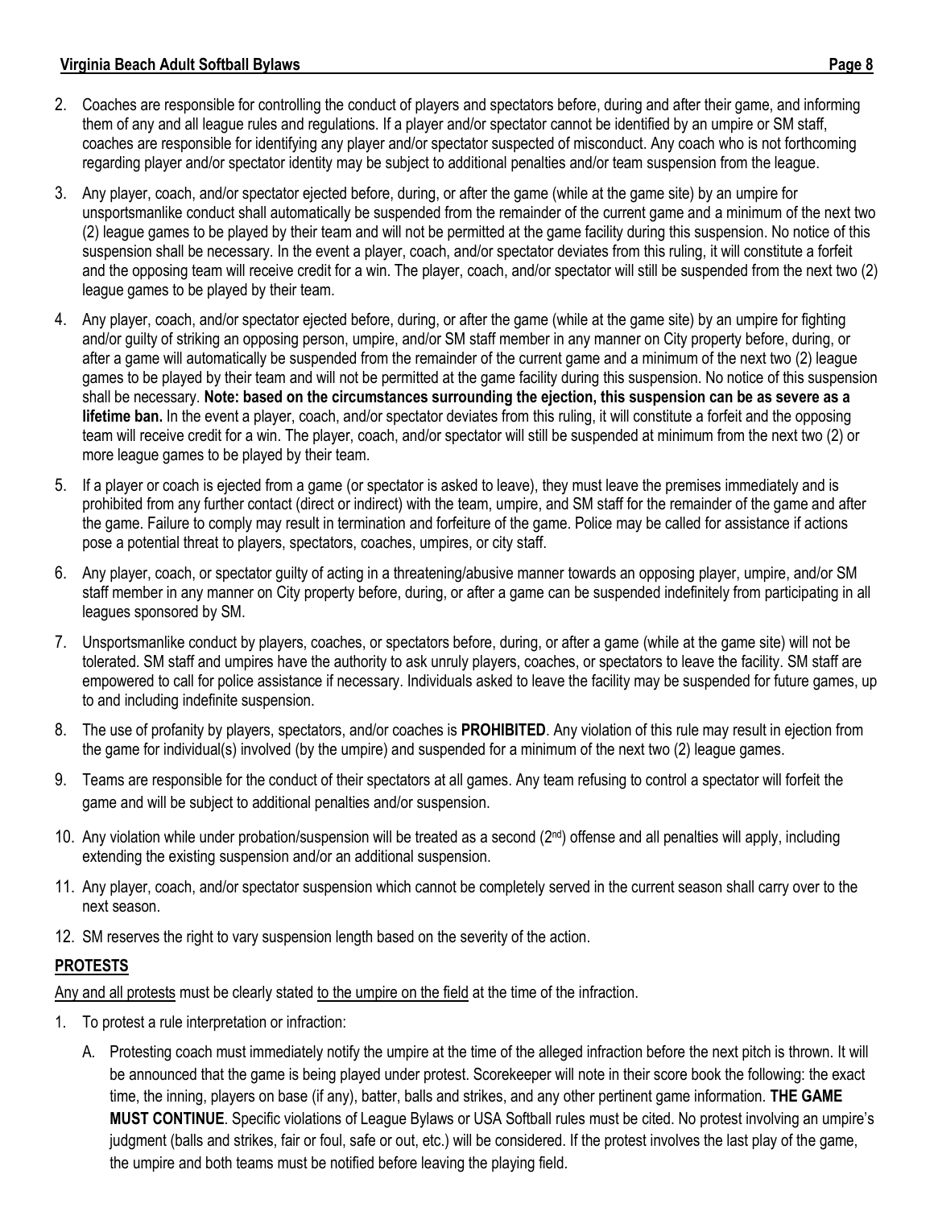2. Coaches are responsible for controlling the conduct of players and spectators before, during and after their game, and informing them of any and all league rules and regulations. If a player and/or spectator cannot be identified by an umpire or SM staff, coaches are responsible for identifying any player and/or spectator suspected of misconduct. Any coach who is not forthcoming regarding player and/or spectator identity may be subject to additional penalties and/or team suspension from the league.

3. Any player, coach, and/or spectator ejected before, during, or after the game (while at the game site) by an umpire for unsportsmanlike conduct shall automatically be suspended from the remainder of the current game and a minimum of the next two (2) league games to be played by their team and will not be permitted at the game facility during this suspension. No notice of this suspension shall be necessary. In the event a player, coach, and/or spectator deviates from this ruling, it will constitute a forfeit and the opposing team will receive credit for a win. The player, coach, and/or spectator will still be suspended from the next two (2) league games to be played by their team.

4. Any player, coach, and/or spectator ejected before, during, or after the game (while at the game site) by an umpire for fighting and/or guilty of striking an opposing person, umpire, and/or SM staff member in any manner on City property before, during, or after a game will automatically be suspended from the remainder of the current game and a minimum of the next two (2) league games to be played by their team and will not be permitted at the game facility during this suspension. No notice of this suspension shall be necessary. **Note: based on the circumstances surrounding the ejection, this suspension can be as severe as a lifetime ban.** In the event a player, coach, and/or spectator deviates from this ruling, it will constitute a forfeit and the opposing team will receive credit for a win. The player, coach, and/or spectator will still be suspended at minimum from the next two (2) or more league games to be played by their team.

5. If a player or coach is ejected from a game (or spectator is asked to leave), they must leave the premises immediately and is prohibited from any further contact (direct or indirect) with the team, umpire, and SM staff for the remainder of the game and after the game. Failure to comply may result in termination and forfeiture of the game. Police may be called for assistance if actions pose a potential threat to players, spectators, coaches, umpires, or city staff.

6. Any player, coach, or spectator guilty of acting in a threatening/abusive manner towards an opposing player, umpire, and/or SM staff member in any manner on City property before, during, or after a game can be suspended indefinitely from participating in all leagues sponsored by SM.

7. Unsportsmanlike conduct by players, coaches, or spectators before, during, or after a game (while at the game site) will not be tolerated. SM staff and umpires have the authority to ask unruly players, coaches, or spectators to leave the facility. SM staff are empowered to call for police assistance if necessary. Individuals asked to leave the facility may be suspended for future games, up to and including indefinite suspension.

8. The use of profanity by players, spectators, and/or coaches is **PROHIBITED**. Any violation of this rule may result in ejection from the game for individual(s) involved (by the umpire) and suspended for a minimum of the next two (2) league games.

9. Teams are responsible for the conduct of their spectators at all games. Any team refusing to control a spectator will forfeit the game and will be subject to additional penalties and/or suspension.

10. Any violation while under probation/suspension will be treated as a second (2nd) offense and all penalties will apply, including extending the existing suspension and/or an additional suspension.

11. Any player, coach, and/or spectator suspension which cannot be completely served in the current season shall carry over to the next season.

12. SM reserves the right to vary suspension length based on the severity of the action.

## PROTESTS

Any and all protests must be clearly stated to the umpire on the field at the time of the infraction.

1. To protest a rule interpretation or infraction:

   A. Protesting coach must immediately notify the umpire at the time of the alleged infraction before the next pitch is thrown. It will be announced that the game is being played under protest. Scorekeeper will note in their score book the following: the exact time, the inning, players on base (if any), batter, balls and strikes, and any other pertinent game information. **THE GAME MUST CONTINUE**. Specific violations of League Bylaws or USA Softball rules must be cited. No protest involving an umpire's judgment (balls and strikes, fair or foul, safe or out, etc.) will be considered. If the protest involves the last play of the game, the umpire and both teams must be notified before leaving the playing field.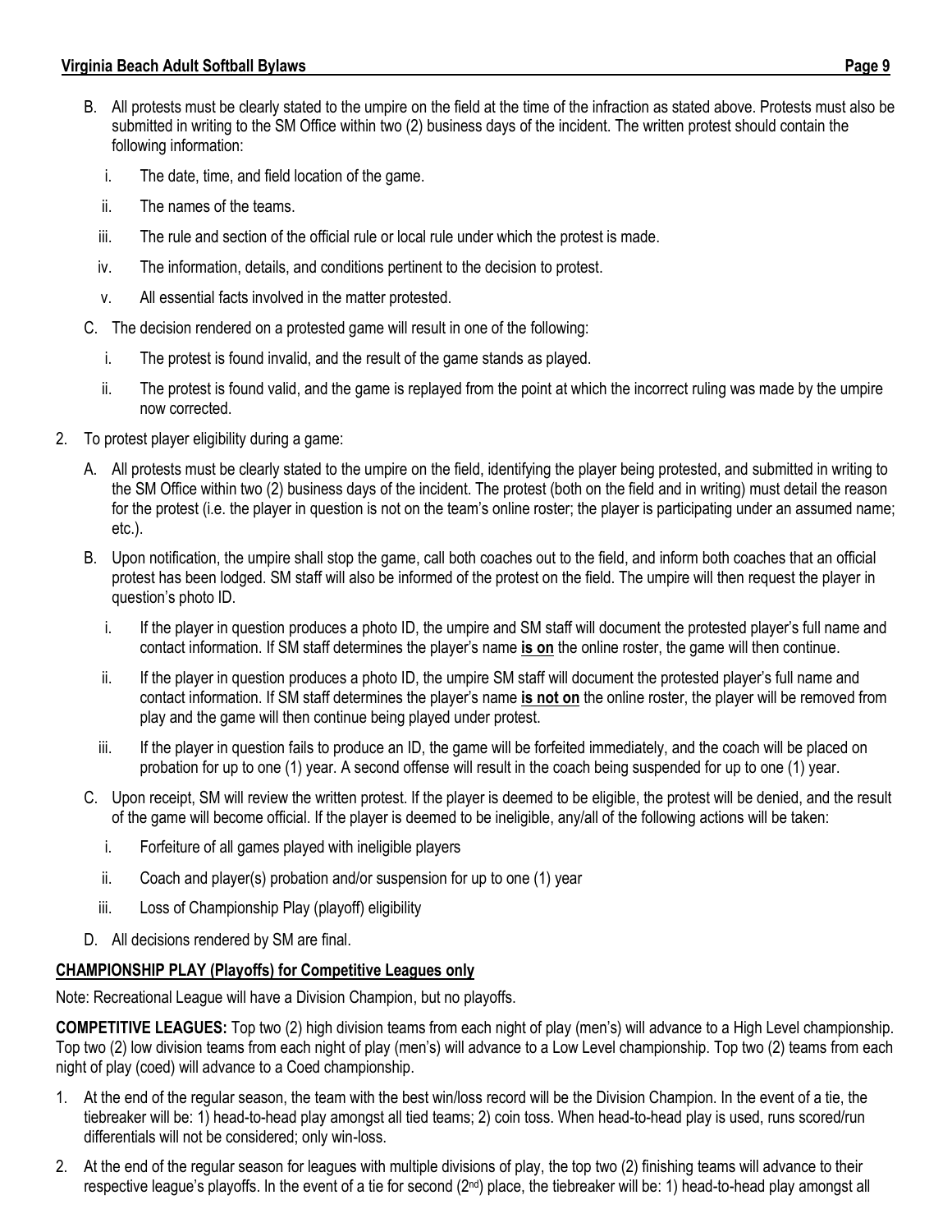B. All protests must be clearly stated to the umpire on the field at the time of the infraction as stated above. Protests must also be submitted in writing to the SM Office within two (2) business days of the incident. The written protest should contain the following information:

  i. The date, time, and field location of the game.

  ii. The names of the teams.

  iii. The rule and section of the official rule or local rule under which the protest is made.

  iv. The information, details, and conditions pertinent to the decision to protest.

  v. All essential facts involved in the matter protested.

C. The decision rendered on a protested game will result in one of the following:

  i. The protest is found invalid, and the result of the game stands as played.

  ii. The protest is found valid, and the game is replayed from the point at which the incorrect ruling was made by the umpire now corrected.

2. To protest player eligibility during a game:

  A. All protests must be clearly stated to the umpire on the field, identifying the player being protested, and submitted in writing to the SM Office within two (2) business days of the incident. The protest (both on the field and in writing) must detail the reason for the protest (i.e. the player in question is not on the team's online roster; the player is participating under an assumed name; etc.).

  B. Upon notification, the umpire shall stop the game, call both coaches out to the field, and inform both coaches that an official protest has been lodged. SM staff will also be informed of the protest on the field. The umpire will then request the player in question's photo ID.

    i. If the player in question produces a photo ID, the umpire and SM staff will document the protested player's full name and contact information. If SM staff determines the player's name **is on** the online roster, the game will then continue.

    ii. If the player in question produces a photo ID, the umpire SM staff will document the protested player's full name and contact information. If SM staff determines the player's name **is not on** the online roster, the player will be removed from play and the game will then continue being played under protest.

    iii. If the player in question fails to produce an ID, the game will be forfeited immediately, and the coach will be placed on probation for up to one (1) year. A second offense will result in the coach being suspended for up to one (1) year.

  C. Upon receipt, SM will review the written protest. If the player is deemed to be eligible, the protest will be denied, and the result of the game will become official. If the player is deemed to be ineligible, any/all of the following actions will be taken:

    i. Forfeiture of all games played with ineligible players

    ii. Coach and player(s) probation and/or suspension for up to one (1) year

    iii. Loss of Championship Play (playoff) eligibility

  D. All decisions rendered by SM are final.

**CHAMPIONSHIP PLAY (Playoffs) for Competitive Leagues only**

Note: Recreational League will have a Division Champion, but no playoffs.

**COMPETITIVE LEAGUES:** Top two (2) high division teams from each night of play (men's) will advance to a High Level championship. Top two (2) low division teams from each night of play (men's) will advance to a Low Level championship. Top two (2) teams from each night of play (coed) will advance to a Coed championship.

1. At the end of the regular season, the team with the best win/loss record will be the Division Champion. In the event of a tie, the tiebreaker will be: 1) head-to-head play amongst all tied teams; 2) coin toss. When head-to-head play is used, runs scored/run differentials will not be considered; only win-loss.

2. At the end of the regular season for leagues with multiple divisions of play, the top two (2) finishing teams will advance to their respective league's playoffs. In the event of a tie for second (2nd) place, the tiebreaker will be: 1) head-to-head play amongst all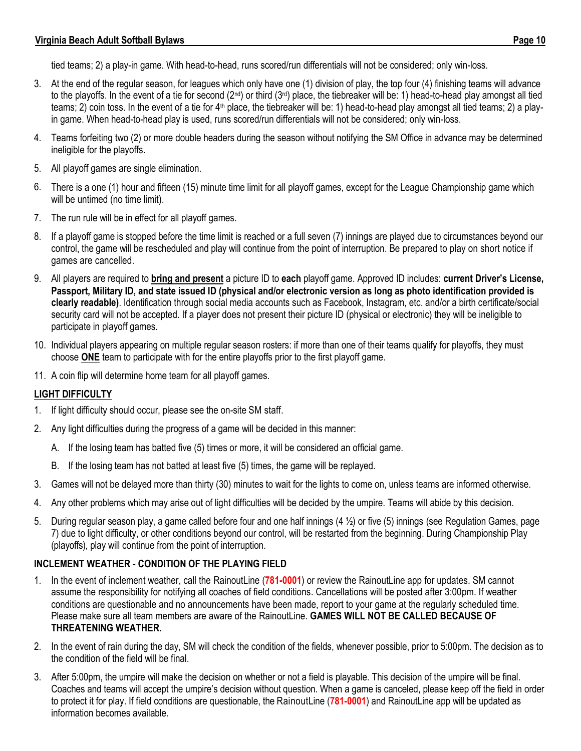tied teams; 2) a play-in game. With head-to-head, runs scored/run differentials will not be considered; only win-loss.

3. At the end of the regular season, for leagues which only have one (1) division of play, the top four (4) finishing teams will advance to the playoffs. In the event of a tie for second (2nd) or third (3rd) place, the tiebreaker will be: 1) head-to-head play amongst all tied teams; 2) coin toss. In the event of a tie for 4th place, the tiebreaker will be: 1) head-to-head play amongst all tied teams; 2) a play-in game. When head-to-head play is used, runs scored/run differentials will not be considered; only win-loss.
4. Teams forfeiting two (2) or more double headers during the season without notifying the SM Office in advance may be determined ineligible for the playoffs.
5. All playoff games are single elimination.
6. There is a one (1) hour and fifteen (15) minute time limit for all playoff games, except for the League Championship game which will be untimed (no time limit).
7. The run rule will be in effect for all playoff games.
8. If a playoff game is stopped before the time limit is reached or a full seven (7) innings are played due to circumstances beyond our control, the game will be rescheduled and play will continue from the point of interruption. Be prepared to play on short notice if games are cancelled.
9. All players are required to **bring and present** a picture ID to **each** playoff game. Approved ID includes: **current Driver's License, Passport, Military ID, and state issued ID (physical and/or electronic version as long as photo identification provided is clearly readable)**. Identification through social media accounts such as Facebook, Instagram, etc. and/or a birth certificate/social security card will not be accepted. If a player does not present their picture ID (physical or electronic) they will be ineligible to participate in playoff games.
10. Individual players appearing on multiple regular season rosters: if more than one of their teams qualify for playoffs, they must choose **ONE** team to participate with for the entire playoffs prior to the first playoff game.
11. A coin flip will determine home team for all playoff games.

## LIGHT DIFFICULTY

1. If light difficulty should occur, please see the on-site SM staff.
2. Any light difficulties during the progress of a game will be decided in this manner:
   A. If the losing team has batted five (5) times or more, it will be considered an official game.
   B. If the losing team has not batted at least five (5) times, the game will be replayed.
3. Games will not be delayed more than thirty (30) minutes to wait for the lights to come on, unless teams are informed otherwise.
4. Any other problems which may arise out of light difficulties will be decided by the umpire. Teams will abide by this decision.
5. During regular season play, a game called before four and one half innings (4 ½) or five (5) innings (see Regulation Games, page 7) due to light difficulty, or other conditions beyond our control, will be restarted from the beginning. During Championship Play (playoffs), play will continue from the point of interruption.

## INCLEMENT WEATHER - CONDITION OF THE PLAYING FIELD

1. In the event of inclement weather, call the RainoutLine (**781-0001**) or review the RainoutLine app for updates. SM cannot assume the responsibility for notifying all coaches of field conditions. Cancellations will be posted after 3:00pm. If weather conditions are questionable and no announcements have been made, report to your game at the regularly scheduled time. Please make sure all team members are aware of the RainoutLine. **GAMES WILL NOT BE CALLED BECAUSE OF THREATENING WEATHER.**
2. In the event of rain during the day, SM will check the condition of the fields, whenever possible, prior to 5:00pm. The decision as to the condition of the field will be final.
3. After 5:00pm, the umpire will make the decision on whether or not a field is playable. This decision of the umpire will be final. Coaches and teams will accept the umpire's decision without question. When a game is canceled, please keep off the field in order to protect it for play. If field conditions are questionable, the RainoutLine (**781-0001**) and RainoutLine app will be updated as information becomes available.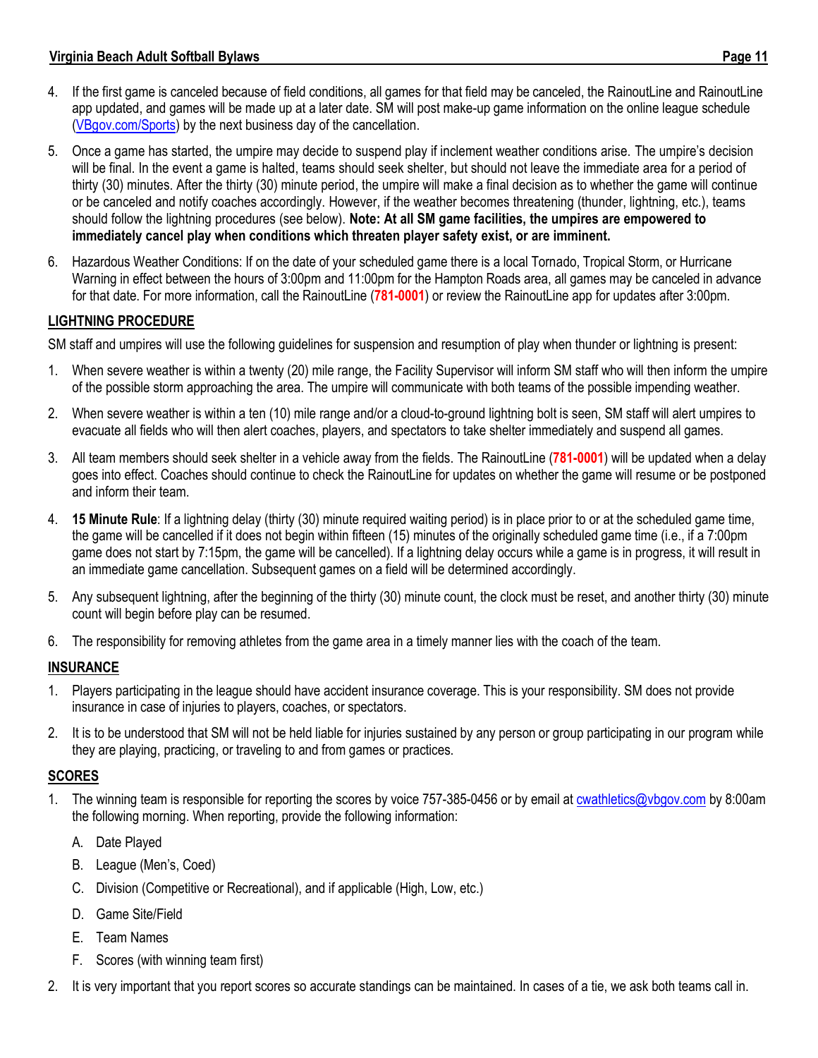4. If the first game is canceled because of field conditions, all games for that field may be canceled, the RainoutLine and RainoutLine app updated, and games will be made up at a later date. SM will post make-up game information on the online league schedule (VBgov.com/Sports) by the next business day of the cancellation.

5. Once a game has started, the umpire may decide to suspend play if inclement weather conditions arise. The umpire's decision will be final. In the event a game is halted, teams should seek shelter, but should not leave the immediate area for a period of thirty (30) minutes. After the thirty (30) minute period, the umpire will make a final decision as to whether the game will continue or be canceled and notify coaches accordingly. However, if the weather becomes threatening (thunder, lightning, etc.), teams should follow the lightning procedures (see below). **Note: At all SM game facilities, the umpires are empowered to immediately cancel play when conditions which threaten player safety exist, or are imminent.**

6. Hazardous Weather Conditions: If on the date of your scheduled game there is a local Tornado, Tropical Storm, or Hurricane Warning in effect between the hours of 3:00pm and 11:00pm for the Hampton Roads area, all games may be canceled in advance for that date. For more information, call the RainoutLine (**781-0001**) or review the RainoutLine app for updates after 3:00pm.

## LIGHTNING PROCEDURE

SM staff and umpires will use the following guidelines for suspension and resumption of play when thunder or lightning is present:

1. When severe weather is within a twenty (20) mile range, the Facility Supervisor will inform SM staff who will then inform the umpire of the possible storm approaching the area. The umpire will communicate with both teams of the possible impending weather.

2. When severe weather is within a ten (10) mile range and/or a cloud-to-ground lightning bolt is seen, SM staff will alert umpires to evacuate all fields who will then alert coaches, players, and spectators to take shelter immediately and suspend all games.

3. All team members should seek shelter in a vehicle away from the fields. The RainoutLine (**781-0001**) will be updated when a delay goes into effect. Coaches should continue to check the RainoutLine for updates on whether the game will resume or be postponed and inform their team.

4. **15 Minute Rule**: If a lightning delay (thirty (30) minute required waiting period) is in place prior to or at the scheduled game time, the game will be cancelled if it does not begin within fifteen (15) minutes of the originally scheduled game time (i.e., if a 7:00pm game does not start by 7:15pm, the game will be cancelled). If a lightning delay occurs while a game is in progress, it will result in an immediate game cancellation. Subsequent games on a field will be determined accordingly.

5. Any subsequent lightning, after the beginning of the thirty (30) minute count, the clock must be reset, and another thirty (30) minute count will begin before play can be resumed.

6. The responsibility for removing athletes from the game area in a timely manner lies with the coach of the team.

## INSURANCE

1. Players participating in the league should have accident insurance coverage. This is your responsibility. SM does not provide insurance in case of injuries to players, coaches, or spectators.

2. It is to be understood that SM will not be held liable for injuries sustained by any person or group participating in our program while they are playing, practicing, or traveling to and from games or practices.

## SCORES

1. The winning team is responsible for reporting the scores by voice 757-385-0456 or by email at cwathletics@vbgov.com by 8:00am the following morning. When reporting, provide the following information:

   A. Date Played

   B. League (Men's, Coed)

   C. Division (Competitive or Recreational), and if applicable (High, Low, etc.)

   D. Game Site/Field

   E. Team Names

   F. Scores (with winning team first)

2. It is very important that you report scores so accurate standings can be maintained. In cases of a tie, we ask both teams call in.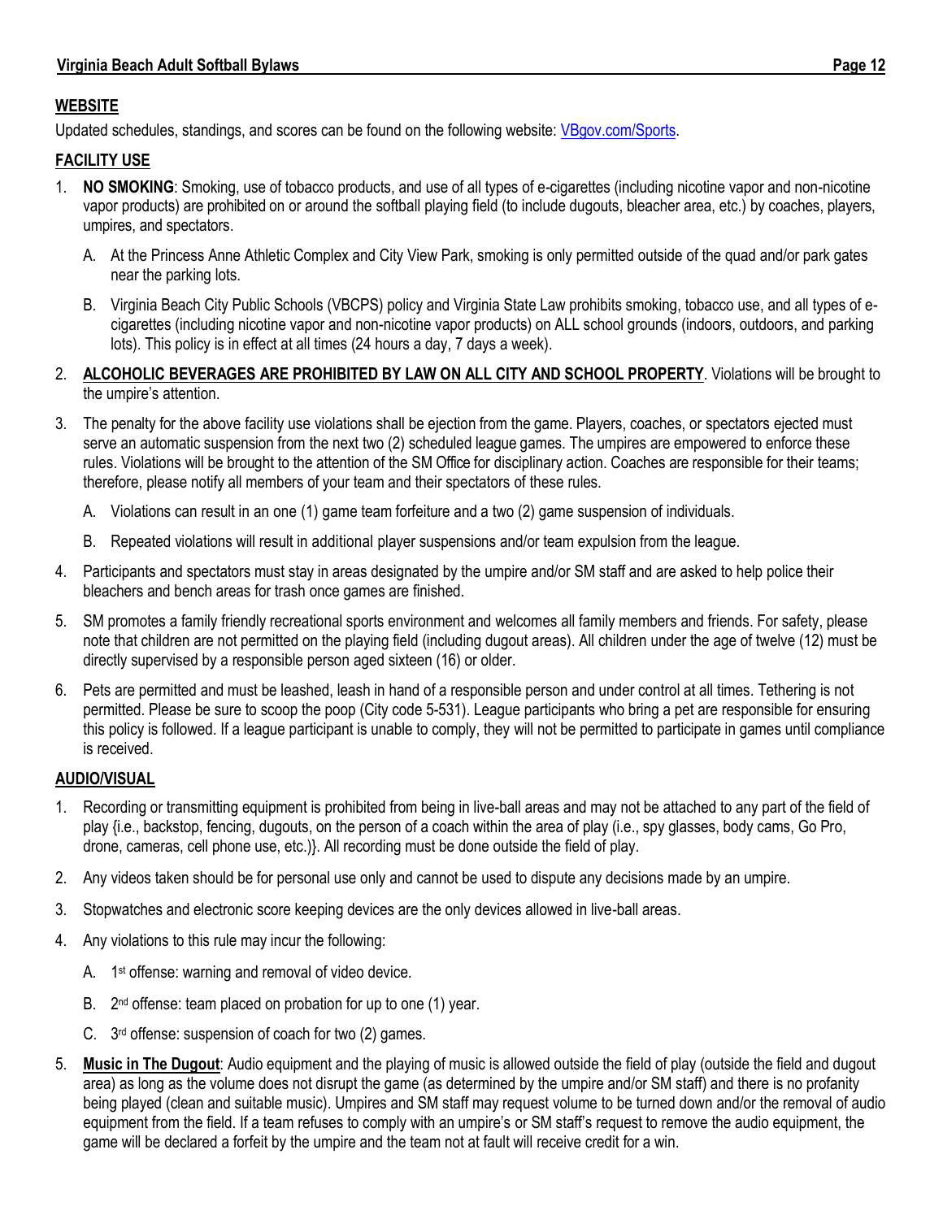## WEBSITE

Updated schedules, standings, and scores can be found on the following website: [VBgov.com/Sports](VBgov.com/Sports).

## FACILITY USE

1. **NO SMOKING**: Smoking, use of tobacco products, and use of all types of e-cigarettes (including nicotine vapor and non-nicotine vapor products) are prohibited on or around the softball playing field (to include dugouts, bleacher area, etc.) by coaches, players, umpires, and spectators.
   A. At the Princess Anne Athletic Complex and City View Park, smoking is only permitted outside of the quad and/or park gates near the parking lots.
   B. Virginia Beach City Public Schools (VBCPS) policy and Virginia State Law prohibits smoking, tobacco use, and all types of e-cigarettes (including nicotine vapor and non-nicotine vapor products) on ALL school grounds (indoors, outdoors, and parking lots). This policy is in effect at all times (24 hours a day, 7 days a week).
2. **ALCOHOLIC BEVERAGES ARE PROHIBITED BY LAW ON ALL CITY AND SCHOOL PROPERTY**. Violations will be brought to the umpire's attention.
3. The penalty for the above facility use violations shall be ejection from the game. Players, coaches, or spectators ejected must serve an automatic suspension from the next two (2) scheduled league games. The umpires are empowered to enforce these rules. Violations will be brought to the attention of the SM Office for disciplinary action. Coaches are responsible for their teams; therefore, please notify all members of your team and their spectators of these rules.
   A. Violations can result in an one (1) game team forfeiture and a two (2) game suspension of individuals.
   B. Repeated violations will result in additional player suspensions and/or team expulsion from the league.
4. Participants and spectators must stay in areas designated by the umpire and/or SM staff and are asked to help police their bleachers and bench areas for trash once games are finished.
5. SM promotes a family friendly recreational sports environment and welcomes all family members and friends. For safety, please note that children are not permitted on the playing field (including dugout areas). All children under the age of twelve (12) must be directly supervised by a responsible person aged sixteen (16) or older.
6. Pets are permitted and must be leashed, leash in hand of a responsible person and under control at all times. Tethering is not permitted. Please be sure to scoop the poop (City code 5-531). League participants who bring a pet are responsible for ensuring this policy is followed. If a league participant is unable to comply, they will not be permitted to participate in games until compliance is received.

## AUDIO/VISUAL

1. Recording or transmitting equipment is prohibited from being in live-ball areas and may not be attached to any part of the field of play {i.e., backstop, fencing, dugouts, on the person of a coach within the area of play (i.e., spy glasses, body cams, Go Pro, drone, cameras, cell phone use, etc.)}. All recording must be done outside the field of play.
2. Any videos taken should be for personal use only and cannot be used to dispute any decisions made by an umpire.
3. Stopwatches and electronic score keeping devices are the only devices allowed in live-ball areas.
4. Any violations to this rule may incur the following:
   A. 1st offense: warning and removal of video device.
   B. 2nd offense: team placed on probation for up to one (1) year.
   C. 3rd offense: suspension of coach for two (2) games.
5. **Music in The Dugout**: Audio equipment and the playing of music is allowed outside the field of play (outside the field and dugout area) as long as the volume does not disrupt the game (as determined by the umpire and/or SM staff) and there is no profanity being played (clean and suitable music). Umpires and SM staff may request volume to be turned down and/or the removal of audio equipment from the field. If a team refuses to comply with an umpire's or SM staff's request to remove the audio equipment, the game will be declared a forfeit by the umpire and the team not at fault will receive credit for a win.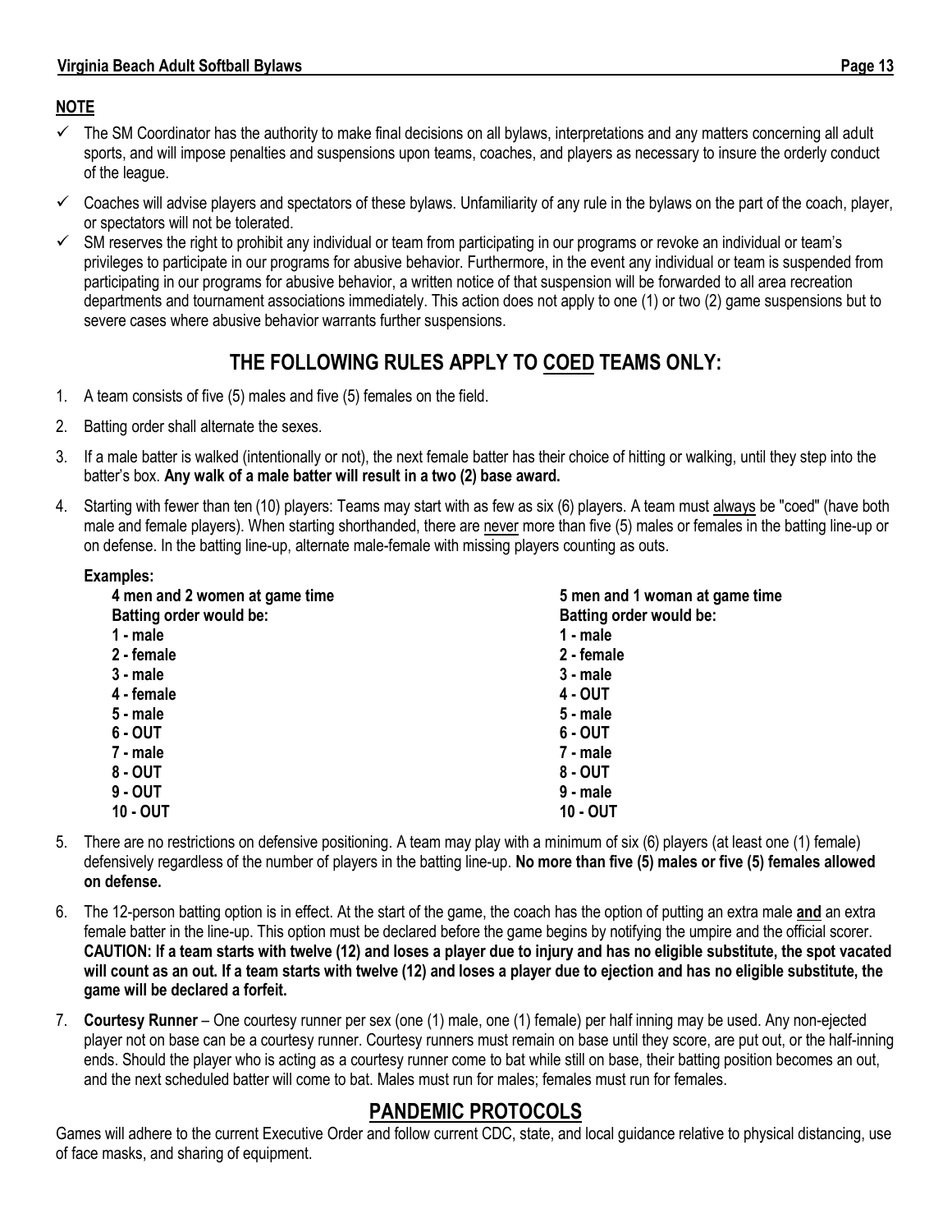## NOTE

- ✓ The SM Coordinator has the authority to make final decisions on all bylaws, interpretations and any matters concerning all adult sports, and will impose penalties and suspensions upon teams, coaches, and players as necessary to insure the orderly conduct of the league.
- ✓ Coaches will advise players and spectators of these bylaws. Unfamiliarity of any rule in the bylaws on the part of the coach, player, or spectators will not be tolerated.
- ✓ SM reserves the right to prohibit any individual or team from participating in our programs or revoke an individual or team's privileges to participate in our programs for abusive behavior. Furthermore, in the event any individual or team is suspended from participating in our programs for abusive behavior, a written notice of that suspension will be forwarded to all area recreation departments and tournament associations immediately. This action does not apply to one (1) or two (2) game suspensions but to severe cases where abusive behavior warrants further suspensions.

## THE FOLLOWING RULES APPLY TO COED TEAMS ONLY:

1. A team consists of five (5) males and five (5) females on the field.
2. Batting order shall alternate the sexes.
3. If a male batter is walked (intentionally or not), the next female batter has their choice of hitting or walking, until they step into the batter's box. **Any walk of a male batter will result in a two (2) base award.**
4. Starting with fewer than ten (10) players: Teams may start with as few as six (6) players. A team must always be "coed" (have both male and female players). When starting shorthanded, there are never more than five (5) males or females in the batting line-up or on defense. In the batting line-up, alternate male-female with missing players counting as outs.

   **Examples:**

   | 4 men and 2 women at game time | 5 men and 1 woman at game time |
   |---|---|
   | **Batting order would be:** | **Batting order would be:** |
   | 1 - male | 1 - male |
   | 2 - female | 2 - female |
   | 3 - male | 3 - male |
   | 4 - female | 4 - OUT |
   | 5 - male | 5 - male |
   | 6 - OUT | 6 - OUT |
   | 7 - male | 7 - male |
   | 8 - OUT | 8 - OUT |
   | 9 - OUT | 9 - male |
   | 10 - OUT | 10 - OUT |

5. There are no restrictions on defensive positioning. A team may play with a minimum of six (6) players (at least one (1) female) defensively regardless of the number of players in the batting line-up. **No more than five (5) males or five (5) females allowed on defense.**
6. The 12-person batting option is in effect. At the start of the game, the coach has the option of putting an extra male **and** an extra female batter in the line-up. This option must be declared before the game begins by notifying the umpire and the official scorer. **CAUTION: If a team starts with twelve (12) and loses a player due to injury and has no eligible substitute, the spot vacated will count as an out. If a team starts with twelve (12) and loses a player due to ejection and has no eligible substitute, the game will be declared a forfeit.**
7. **Courtesy Runner** – One courtesy runner per sex (one (1) male, one (1) female) per half inning may be used. Any non-ejected player not on base can be a courtesy runner. Courtesy runners must remain on base until they score, are put out, or the half-inning ends. Should the player who is acting as a courtesy runner come to bat while still on base, their batting position becomes an out, and the next scheduled batter will come to bat. Males must run for males; females must run for females.

## PANDEMIC PROTOCOLS

Games will adhere to the current Executive Order and follow current CDC, state, and local guidance relative to physical distancing, use of face masks, and sharing of equipment.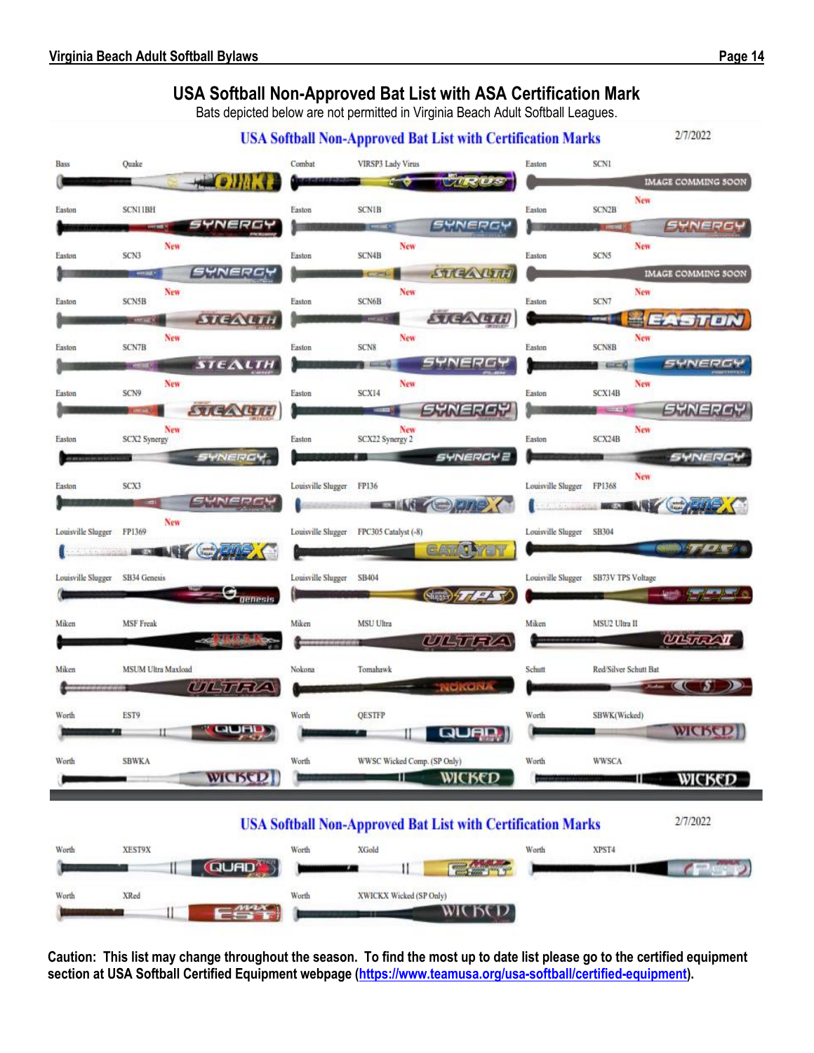# USA Softball Non-Approved Bat List with ASA Certification Mark

Bats depicted below are not permitted in Virginia Beach Adult Softball Leagues.

## USA Softball Non-Approved Bat List with Certification Marks

2/7/2022

| Manufacturer | Model | | Manufacturer | Model | | Manufacturer | Model | |
|---|---|---|---|---|---|---|---|---|
| Bass | Quake | | Combat | VIRSP3 Lady Virus | | Easton | SCN1 | IMAGE COMMING SOON |
| Easton | SCN11BH | | Easton | SCN1B | | Easton | SCN2B | New |
| Easton | SCN3 | New | Easton | SCN4B | New | Easton | SCN5 | New IMAGE COMMING SOON |
| Easton | SCN5B | New | Easton | SCN6B | New | Easton | SCN7 | New |
| Easton | SCN7B | New | Easton | SCN8 | New | Easton | SCN8B | New |
| Easton | SCN9 | New | Easton | SCX14 | New | Easton | SCX14B | New |
| Easton | SCX2 Synergy | New | Easton | SCX22 Synergy 2 | New | Easton | SCX24B | |
| Easton | SCX3 | | Louisville Slugger | FP136 | | Louisville Slugger | FP1368 | New |
| Louisville Slugger | FP1369 | New | Louisville Slugger | FPC305 Catalyst (-8) | | Louisville Slugger | SB304 | |
| Louisville Slugger | SB34 Genesis | | Louisville Slugger | SB404 | | Louisville Slugger | SB73V TPS Voltage | |
| Miken | MSF Freak | | Miken | MSU Ultra | | Miken | MSU2 Ultra II | |
| Miken | MSUM Ultra Maxload | | Nokona | Tomahawk | | Schutt | Red/Silver Schutt Bat | |
| Worth | EST9 | | Worth | QESTFP | | Worth | SBWK(Wicked) | |
| Worth | SBWKA | | Worth | WWSC Wicked Comp. (SP Only) | | Worth | WWSCA | |

## USA Softball Non-Approved Bat List with Certification Marks

2/7/2022

| Manufacturer | Model | Manufacturer | Model | Manufacturer | Model |
|---|---|---|---|---|---|
| Worth | XEST9X | Worth | XGold | Worth | XPST4 |
| Worth | XRed | Worth | XWICKX Wicked (SP Only) | | |

**Caution: This list may change throughout the season. To find the most up to date list please go to the certified equipment section at USA Softball Certified Equipment webpage (https://www.teamusa.org/usa-softball/certified-equipment).**